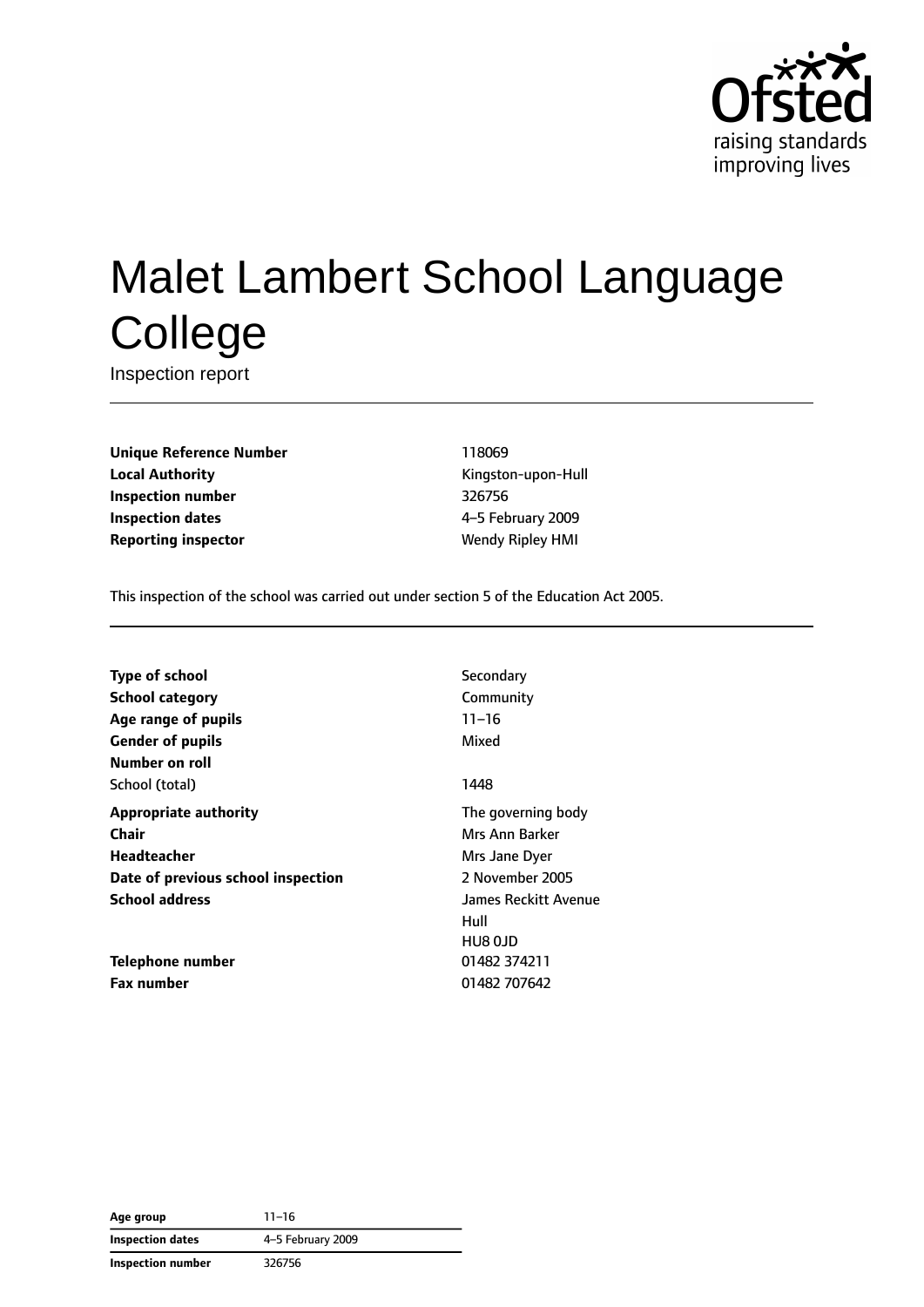# Malet Lambert School Language College

Inspection report

| | |
|---|---|
| **Unique Reference Number** | 118069 |
| **Local Authority** | Kingston-upon-Hull |
| **Inspection number** | 326756 |
| **Inspection dates** | 4–5 February 2009 |
| **Reporting inspector** | Wendy Ripley HMI |

This inspection of the school was carried out under section 5 of the Education Act 2005.

| | |
|---|---|
| **Type of school** | Secondary |
| **School category** | Community |
| **Age range of pupils** | 11–16 |
| **Gender of pupils** | Mixed |
| **Number on roll** | |
| School (total) | 1448 |
| **Appropriate authority** | The governing body |
| **Chair** | Mrs Ann Barker |
| **Headteacher** | Mrs Jane Dyer |
| **Date of previous school inspection** | 2 November 2005 |
| **School address** | James Reckitt Avenue<br>Hull<br>HU8 0JD |
| **Telephone number** | 01482 374211 |
| **Fax number** | 01482 707642 |

| | |
|---|---|
| **Age group** | 11–16 |
| **Inspection dates** | 4–5 February 2009 |
| **Inspection number** | 326756 |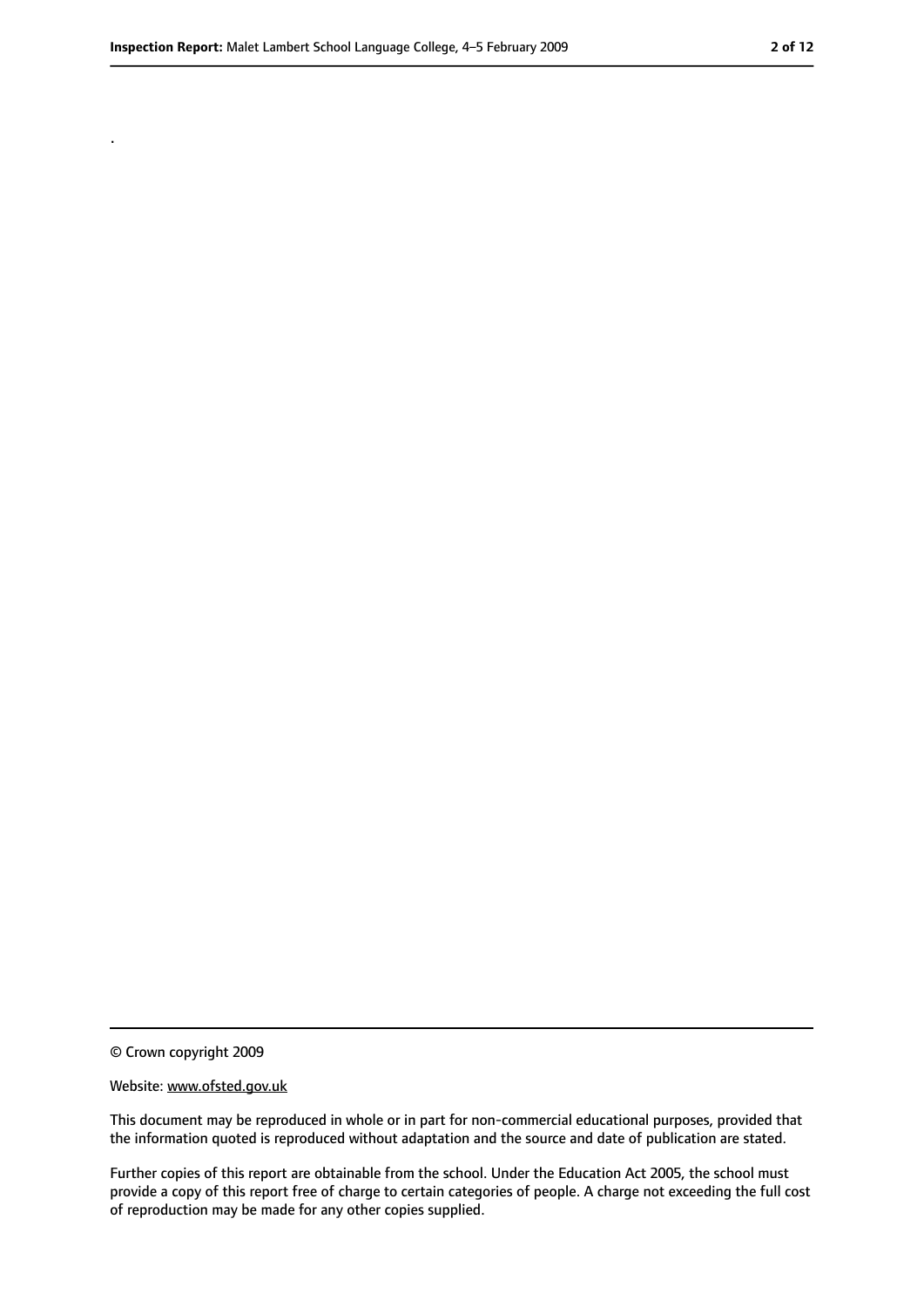.

© Crown copyright 2009

Website: www.ofsted.gov.uk

This document may be reproduced in whole or in part for non-commercial educational purposes, provided that the information quoted is reproduced without adaptation and the source and date of publication are stated.

Further copies of this report are obtainable from the school. Under the Education Act 2005, the school must provide a copy of this report free of charge to certain categories of people. A charge not exceeding the full cost of reproduction may be made for any other copies supplied.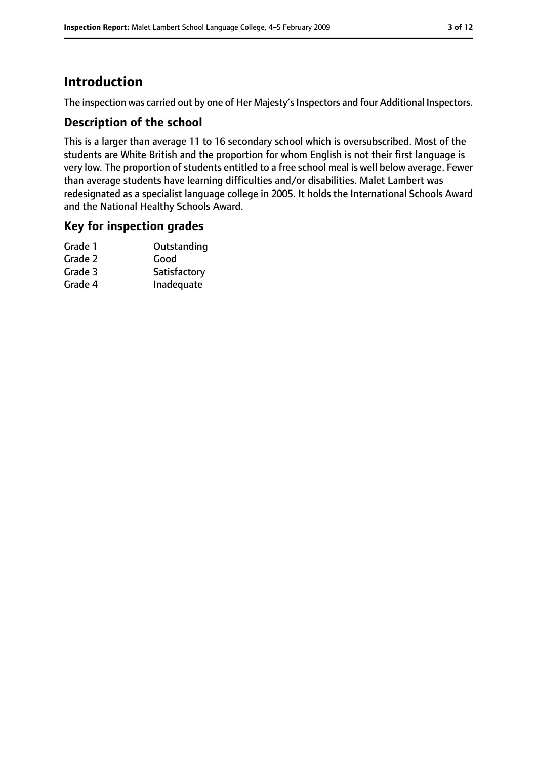# Introduction

The inspection was carried out by one of Her Majesty's Inspectors and four Additional Inspectors.

## Description of the school

This is a larger than average 11 to 16 secondary school which is oversubscribed. Most of the students are White British and the proportion for whom English is not their first language is very low. The proportion of students entitled to a free school meal is well below average. Fewer than average students have learning difficulties and/or disabilities. Malet Lambert was redesignated as a specialist language college in 2005. It holds the International Schools Award and the National Healthy Schools Award.

## Key for inspection grades

| | |
|---|---|
| Grade 1 | Outstanding |
| Grade 2 | Good |
| Grade 3 | Satisfactory |
| Grade 4 | Inadequate |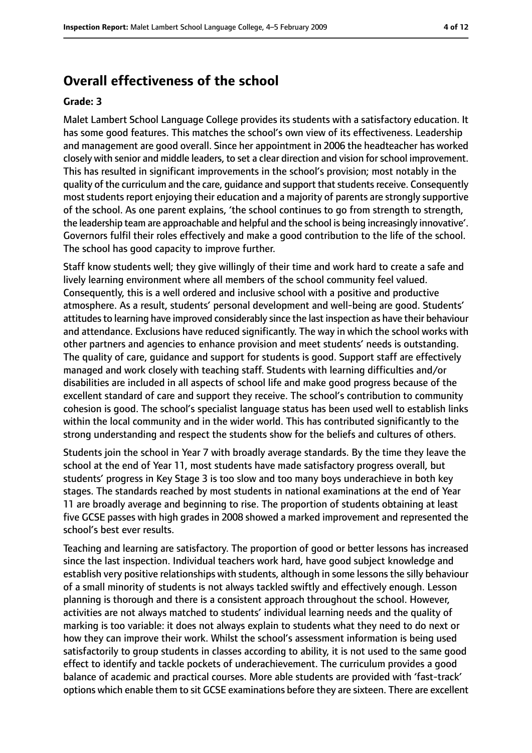## Overall effectiveness of the school

**Grade: 3**

Malet Lambert School Language College provides its students with a satisfactory education. It has some good features. This matches the school's own view of its effectiveness. Leadership and management are good overall. Since her appointment in 2006 the headteacher has worked closely with senior and middle leaders, to set a clear direction and vision for school improvement. This has resulted in significant improvements in the school's provision; most notably in the quality of the curriculum and the care, guidance and support that students receive. Consequently most students report enjoying their education and a majority of parents are strongly supportive of the school. As one parent explains, 'the school continues to go from strength to strength, the leadership team are approachable and helpful and the school is being increasingly innovative'. Governors fulfil their roles effectively and make a good contribution to the life of the school. The school has good capacity to improve further.

Staff know students well; they give willingly of their time and work hard to create a safe and lively learning environment where all members of the school community feel valued. Consequently, this is a well ordered and inclusive school with a positive and productive atmosphere. As a result, students' personal development and well-being are good. Students' attitudes to learning have improved considerably since the last inspection as have their behaviour and attendance. Exclusions have reduced significantly. The way in which the school works with other partners and agencies to enhance provision and meet students' needs is outstanding. The quality of care, guidance and support for students is good. Support staff are effectively managed and work closely with teaching staff. Students with learning difficulties and/or disabilities are included in all aspects of school life and make good progress because of the excellent standard of care and support they receive. The school's contribution to community cohesion is good. The school's specialist language status has been used well to establish links within the local community and in the wider world. This has contributed significantly to the strong understanding and respect the students show for the beliefs and cultures of others.

Students join the school in Year 7 with broadly average standards. By the time they leave the school at the end of Year 11, most students have made satisfactory progress overall, but students' progress in Key Stage 3 is too slow and too many boys underachieve in both key stages. The standards reached by most students in national examinations at the end of Year 11 are broadly average and beginning to rise. The proportion of students obtaining at least five GCSE passes with high grades in 2008 showed a marked improvement and represented the school's best ever results.

Teaching and learning are satisfactory. The proportion of good or better lessons has increased since the last inspection. Individual teachers work hard, have good subject knowledge and establish very positive relationships with students, although in some lessons the silly behaviour of a small minority of students is not always tackled swiftly and effectively enough. Lesson planning is thorough and there is a consistent approach throughout the school. However, activities are not always matched to students' individual learning needs and the quality of marking is too variable: it does not always explain to students what they need to do next or how they can improve their work. Whilst the school's assessment information is being used satisfactorily to group students in classes according to ability, it is not used to the same good effect to identify and tackle pockets of underachievement. The curriculum provides a good balance of academic and practical courses. More able students are provided with 'fast-track' options which enable them to sit GCSE examinations before they are sixteen. There are excellent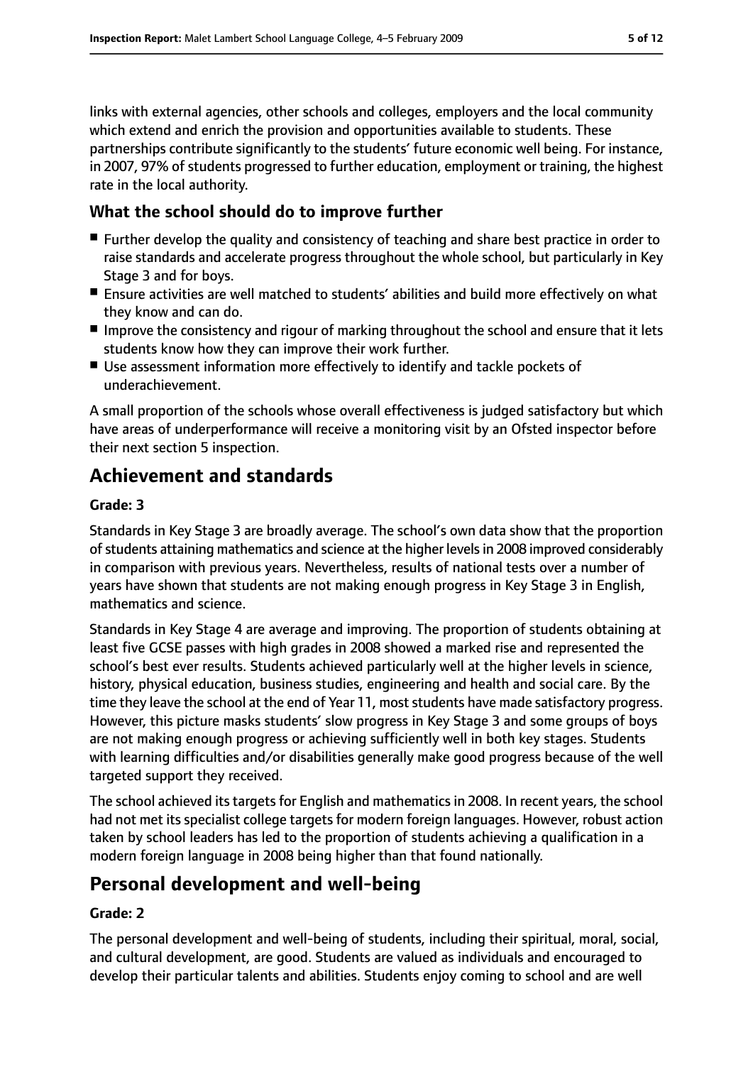links with external agencies, other schools and colleges, employers and the local community which extend and enrich the provision and opportunities available to students. These partnerships contribute significantly to the students' future economic well being. For instance, in 2007, 97% of students progressed to further education, employment or training, the highest rate in the local authority.

### What the school should do to improve further

- Further develop the quality and consistency of teaching and share best practice in order to raise standards and accelerate progress throughout the whole school, but particularly in Key Stage 3 and for boys.
- Ensure activities are well matched to students' abilities and build more effectively on what they know and can do.
- Improve the consistency and rigour of marking throughout the school and ensure that it lets students know how they can improve their work further.
- Use assessment information more effectively to identify and tackle pockets of underachievement.

A small proportion of the schools whose overall effectiveness is judged satisfactory but which have areas of underperformance will receive a monitoring visit by an Ofsted inspector before their next section 5 inspection.

## Achievement and standards

**Grade: 3**

Standards in Key Stage 3 are broadly average. The school's own data show that the proportion of students attaining mathematics and science at the higher levels in 2008 improved considerably in comparison with previous years. Nevertheless, results of national tests over a number of years have shown that students are not making enough progress in Key Stage 3 in English, mathematics and science.

Standards in Key Stage 4 are average and improving. The proportion of students obtaining at least five GCSE passes with high grades in 2008 showed a marked rise and represented the school's best ever results. Students achieved particularly well at the higher levels in science, history, physical education, business studies, engineering and health and social care. By the time they leave the school at the end of Year 11, most students have made satisfactory progress. However, this picture masks students' slow progress in Key Stage 3 and some groups of boys are not making enough progress or achieving sufficiently well in both key stages. Students with learning difficulties and/or disabilities generally make good progress because of the well targeted support they received.

The school achieved its targets for English and mathematics in 2008. In recent years, the school had not met its specialist college targets for modern foreign languages. However, robust action taken by school leaders has led to the proportion of students achieving a qualification in a modern foreign language in 2008 being higher than that found nationally.

## Personal development and well-being

**Grade: 2**

The personal development and well-being of students, including their spiritual, moral, social, and cultural development, are good. Students are valued as individuals and encouraged to develop their particular talents and abilities. Students enjoy coming to school and are well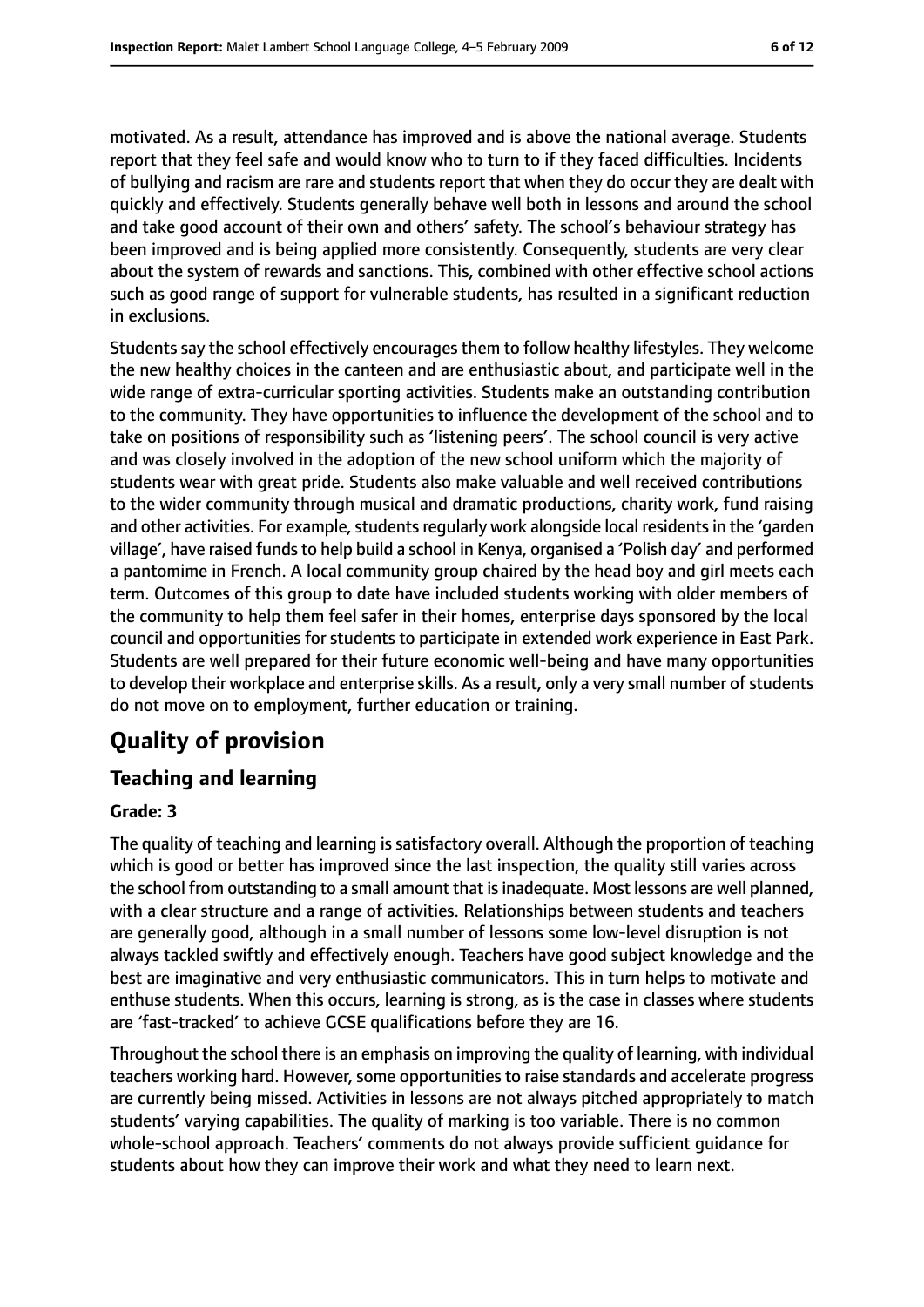motivated. As a result, attendance has improved and is above the national average. Students report that they feel safe and would know who to turn to if they faced difficulties. Incidents of bullying and racism are rare and students report that when they do occur they are dealt with quickly and effectively. Students generally behave well both in lessons and around the school and take good account of their own and others' safety. The school's behaviour strategy has been improved and is being applied more consistently. Consequently, students are very clear about the system of rewards and sanctions. This, combined with other effective school actions such as good range of support for vulnerable students, has resulted in a significant reduction in exclusions.

Students say the school effectively encourages them to follow healthy lifestyles. They welcome the new healthy choices in the canteen and are enthusiastic about, and participate well in the wide range of extra-curricular sporting activities. Students make an outstanding contribution to the community. They have opportunities to influence the development of the school and to take on positions of responsibility such as 'listening peers'. The school council is very active and was closely involved in the adoption of the new school uniform which the majority of students wear with great pride. Students also make valuable and well received contributions to the wider community through musical and dramatic productions, charity work, fund raising and other activities. For example, students regularly work alongside local residents in the 'garden village', have raised funds to help build a school in Kenya, organised a 'Polish day' and performed a pantomime in French. A local community group chaired by the head boy and girl meets each term. Outcomes of this group to date have included students working with older members of the community to help them feel safer in their homes, enterprise days sponsored by the local council and opportunities for students to participate in extended work experience in East Park. Students are well prepared for their future economic well-being and have many opportunities to develop their workplace and enterprise skills. As a result, only a very small number of students do not move on to employment, further education or training.

# Quality of provision

## Teaching and learning

### Grade: 3

The quality of teaching and learning is satisfactory overall. Although the proportion of teaching which is good or better has improved since the last inspection, the quality still varies across the school from outstanding to a small amount that is inadequate. Most lessons are well planned, with a clear structure and a range of activities. Relationships between students and teachers are generally good, although in a small number of lessons some low-level disruption is not always tackled swiftly and effectively enough. Teachers have good subject knowledge and the best are imaginative and very enthusiastic communicators. This in turn helps to motivate and enthuse students. When this occurs, learning is strong, as is the case in classes where students are 'fast-tracked' to achieve GCSE qualifications before they are 16.

Throughout the school there is an emphasis on improving the quality of learning, with individual teachers working hard. However, some opportunities to raise standards and accelerate progress are currently being missed. Activities in lessons are not always pitched appropriately to match students' varying capabilities. The quality of marking is too variable. There is no common whole-school approach. Teachers' comments do not always provide sufficient guidance for students about how they can improve their work and what they need to learn next.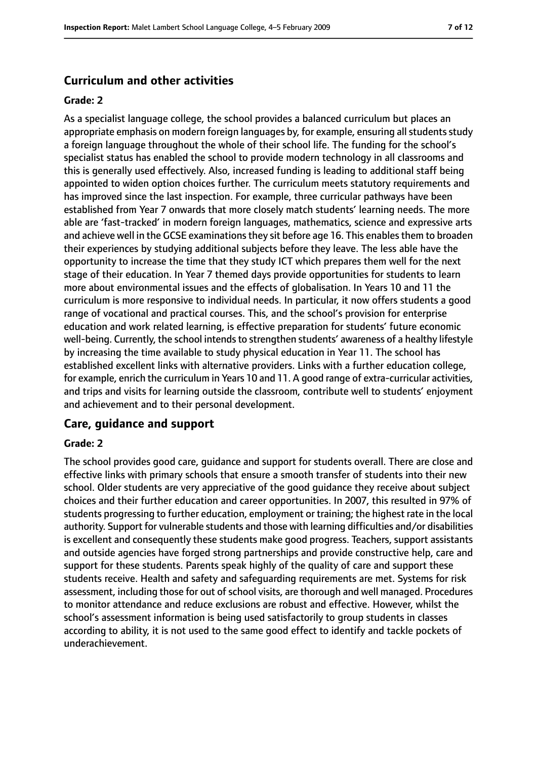## Curriculum and other activities

### Grade: 2

As a specialist language college, the school provides a balanced curriculum but places an appropriate emphasis on modern foreign languages by, for example, ensuring all students study a foreign language throughout the whole of their school life. The funding for the school's specialist status has enabled the school to provide modern technology in all classrooms and this is generally used effectively. Also, increased funding is leading to additional staff being appointed to widen option choices further. The curriculum meets statutory requirements and has improved since the last inspection. For example, three curricular pathways have been established from Year 7 onwards that more closely match students' learning needs. The more able are 'fast-tracked' in modern foreign languages, mathematics, science and expressive arts and achieve well in the GCSE examinations they sit before age 16. This enables them to broaden their experiences by studying additional subjects before they leave. The less able have the opportunity to increase the time that they study ICT which prepares them well for the next stage of their education. In Year 7 themed days provide opportunities for students to learn more about environmental issues and the effects of globalisation. In Years 10 and 11 the curriculum is more responsive to individual needs. In particular, it now offers students a good range of vocational and practical courses. This, and the school's provision for enterprise education and work related learning, is effective preparation for students' future economic well-being. Currently, the school intends to strengthen students' awareness of a healthy lifestyle by increasing the time available to study physical education in Year 11. The school has established excellent links with alternative providers. Links with a further education college, for example, enrich the curriculum in Years 10 and 11. A good range of extra-curricular activities, and trips and visits for learning outside the classroom, contribute well to students' enjoyment and achievement and to their personal development.

## Care, guidance and support

### Grade: 2

The school provides good care, guidance and support for students overall. There are close and effective links with primary schools that ensure a smooth transfer of students into their new school. Older students are very appreciative of the good guidance they receive about subject choices and their further education and career opportunities. In 2007, this resulted in 97% of students progressing to further education, employment or training; the highest rate in the local authority. Support for vulnerable students and those with learning difficulties and/or disabilities is excellent and consequently these students make good progress. Teachers, support assistants and outside agencies have forged strong partnerships and provide constructive help, care and support for these students. Parents speak highly of the quality of care and support these students receive. Health and safety and safeguarding requirements are met. Systems for risk assessment, including those for out of school visits, are thorough and well managed. Procedures to monitor attendance and reduce exclusions are robust and effective. However, whilst the school's assessment information is being used satisfactorily to group students in classes according to ability, it is not used to the same good effect to identify and tackle pockets of underachievement.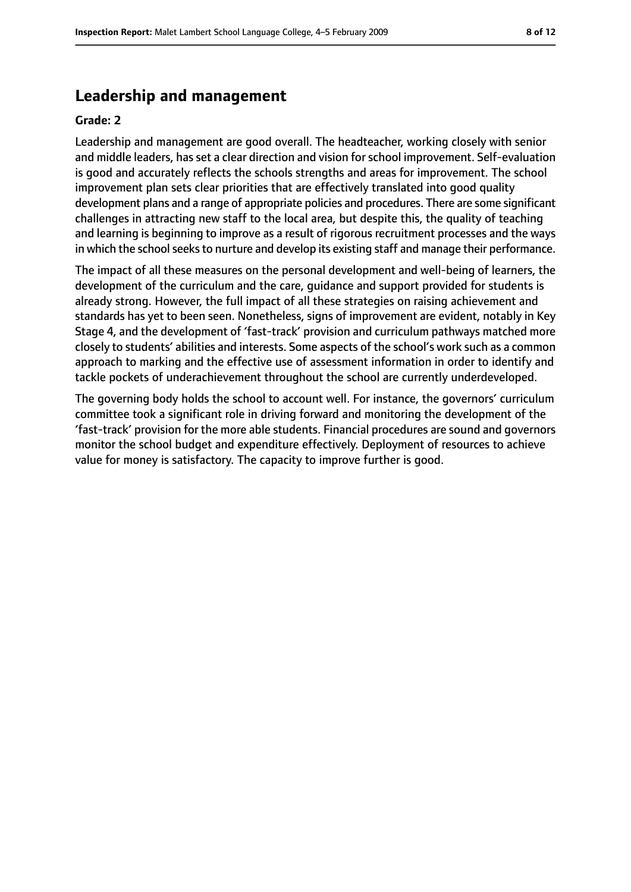## Leadership and management

**Grade: 2**

Leadership and management are good overall. The headteacher, working closely with senior and middle leaders, has set a clear direction and vision for school improvement. Self-evaluation is good and accurately reflects the schools strengths and areas for improvement. The school improvement plan sets clear priorities that are effectively translated into good quality development plans and a range of appropriate policies and procedures. There are some significant challenges in attracting new staff to the local area, but despite this, the quality of teaching and learning is beginning to improve as a result of rigorous recruitment processes and the ways in which the school seeks to nurture and develop its existing staff and manage their performance.

The impact of all these measures on the personal development and well-being of learners, the development of the curriculum and the care, guidance and support provided for students is already strong. However, the full impact of all these strategies on raising achievement and standards has yet to been seen. Nonetheless, signs of improvement are evident, notably in Key Stage 4, and the development of 'fast-track' provision and curriculum pathways matched more closely to students' abilities and interests. Some aspects of the school's work such as a common approach to marking and the effective use of assessment information in order to identify and tackle pockets of underachievement throughout the school are currently underdeveloped.

The governing body holds the school to account well. For instance, the governors' curriculum committee took a significant role in driving forward and monitoring the development of the 'fast-track' provision for the more able students. Financial procedures are sound and governors monitor the school budget and expenditure effectively. Deployment of resources to achieve value for money is satisfactory. The capacity to improve further is good.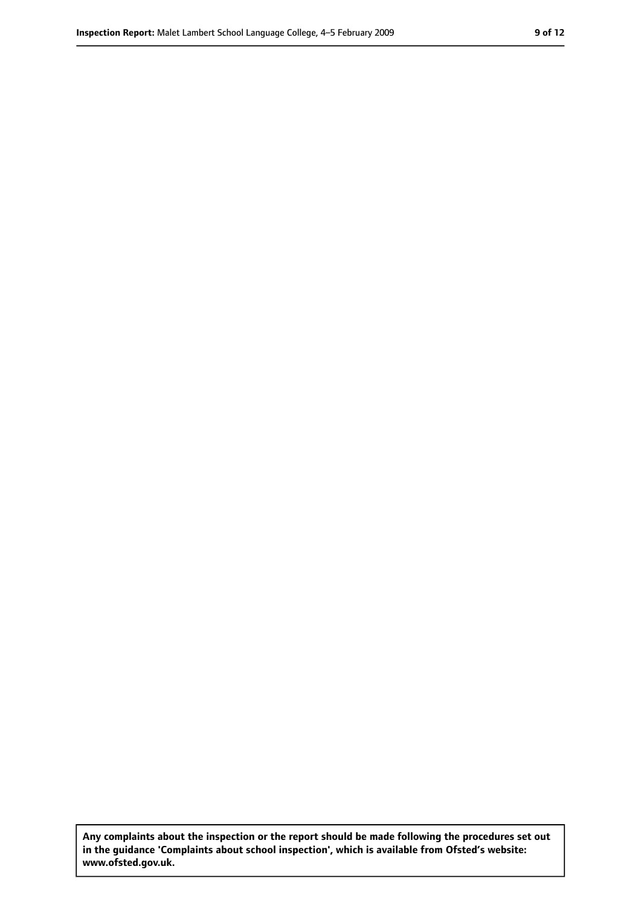**Any complaints about the inspection or the report should be made following the procedures set out in the guidance 'Complaints about school inspection', which is available from Ofsted's website: www.ofsted.gov.uk.**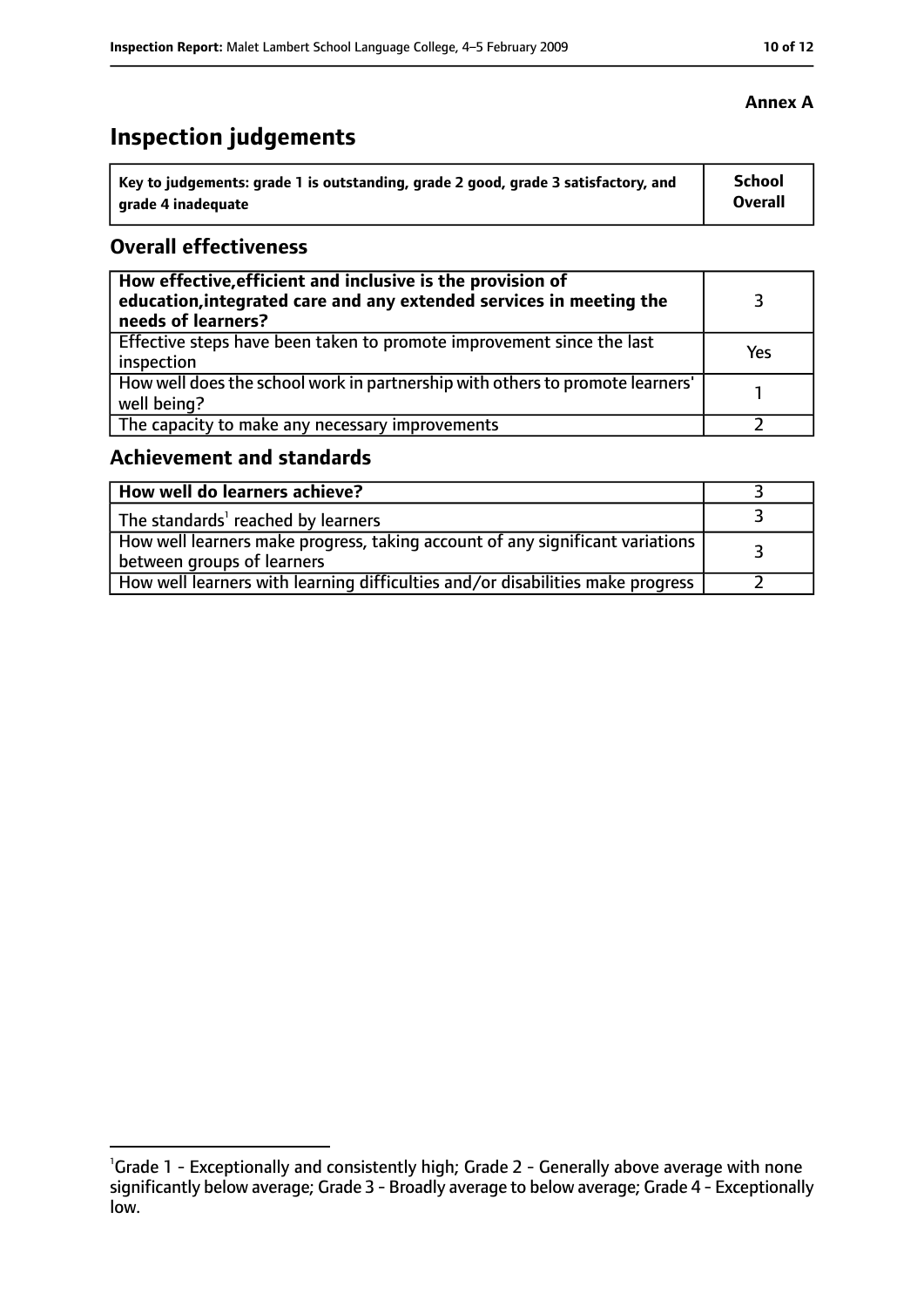**Annex A**

# Inspection judgements

| Key to judgements: grade 1 is outstanding, grade 2 good, grade 3 satisfactory, and grade 4 inadequate | School Overall |
|---|---|

## Overall effectiveness

| | |
|---|---|
| **How effective, efficient and inclusive is the provision of education, integrated care and any extended services in meeting the needs of learners?** | 3 |
| Effective steps have been taken to promote improvement since the last inspection | Yes |
| How well does the school work in partnership with others to promote learners' well being? | 1 |
| The capacity to make any necessary improvements | 2 |

## Achievement and standards

| | |
|---|---|
| **How well do learners achieve?** | 3 |
| The standards[1] reached by learners | 3 |
| How well learners make progress, taking account of any significant variations between groups of learners | 3 |
| How well learners with learning difficulties and/or disabilities make progress | 2 |

[1]Grade 1 - Exceptionally and consistently high; Grade 2 - Generally above average with none significantly below average; Grade 3 - Broadly average to below average; Grade 4 - Exceptionally low.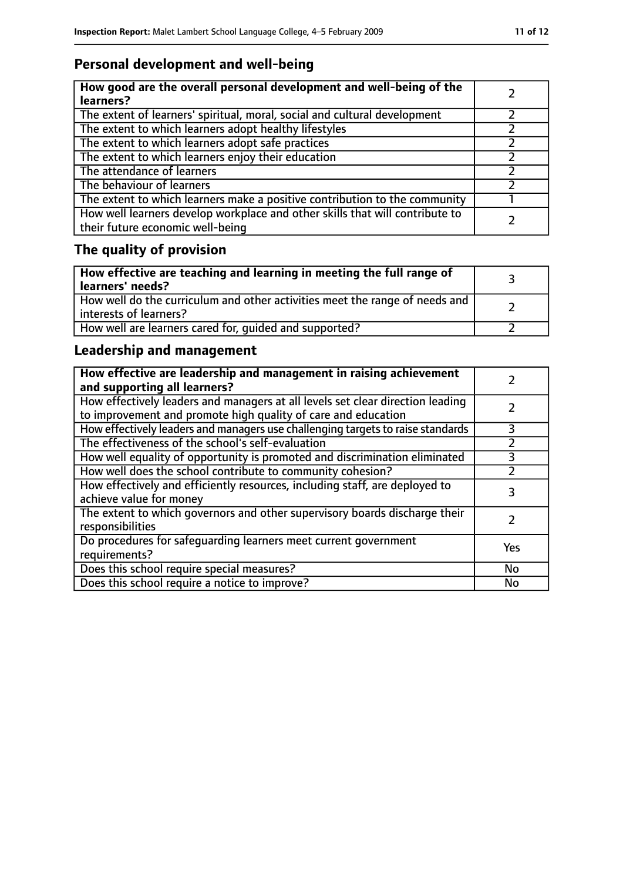## Personal development and well-being

| How good are the overall personal development and well-being of the learners? | 2 |
|---|---|
| The extent of learners' spiritual, moral, social and cultural development | 2 |
| The extent to which learners adopt healthy lifestyles | 2 |
| The extent to which learners adopt safe practices | 2 |
| The extent to which learners enjoy their education | 2 |
| The attendance of learners | 2 |
| The behaviour of learners | 2 |
| The extent to which learners make a positive contribution to the community | 1 |
| How well learners develop workplace and other skills that will contribute to their future economic well-being | 2 |

## The quality of provision

| How effective are teaching and learning in meeting the full range of learners' needs? | 3 |
|---|---|
| How well do the curriculum and other activities meet the range of needs and interests of learners? | 2 |
| How well are learners cared for, guided and supported? | 2 |

## Leadership and management

| How effective are leadership and management in raising achievement and supporting all learners? | 2 |
|---|---|
| How effectively leaders and managers at all levels set clear direction leading to improvement and promote high quality of care and education | 2 |
| How effectively leaders and managers use challenging targets to raise standards | 3 |
| The effectiveness of the school's self-evaluation | 2 |
| How well equality of opportunity is promoted and discrimination eliminated | 3 |
| How well does the school contribute to community cohesion? | 2 |
| How effectively and efficiently resources, including staff, are deployed to achieve value for money | 3 |
| The extent to which governors and other supervisory boards discharge their responsibilities | 2 |
| Do procedures for safeguarding learners meet current government requirements? | Yes |
| Does this school require special measures? | No |
| Does this school require a notice to improve? | No |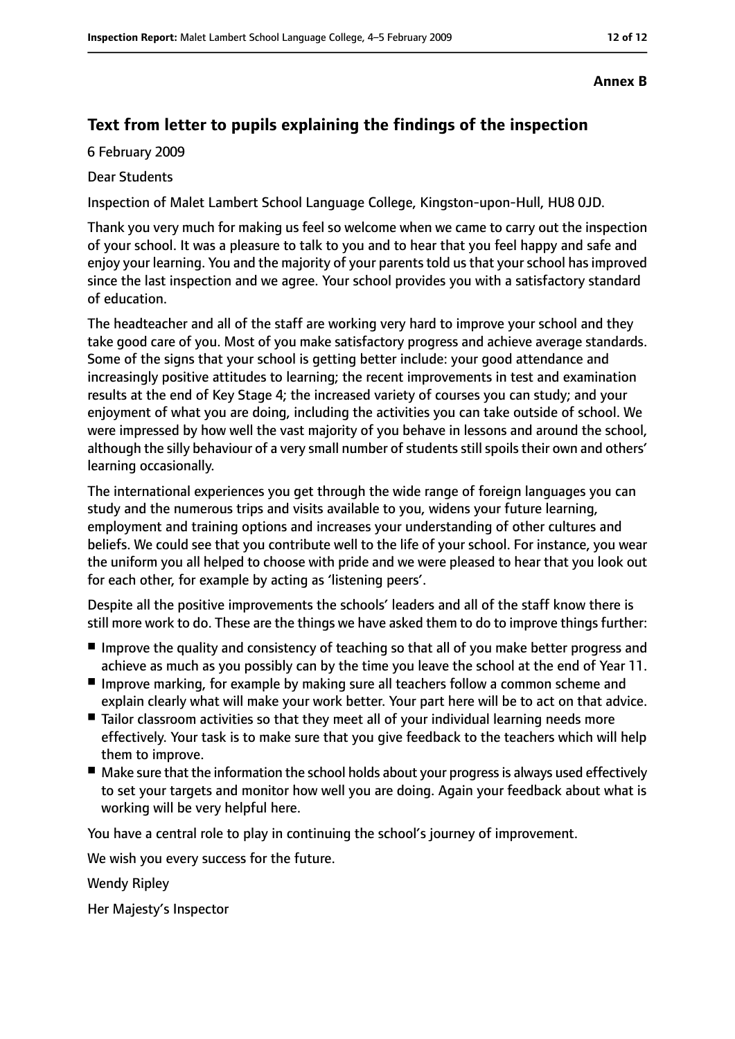**Annex B**

## Text from letter to pupils explaining the findings of the inspection

6 February 2009

Dear Students

Inspection of Malet Lambert School Language College, Kingston-upon-Hull, HU8 0JD.

Thank you very much for making us feel so welcome when we came to carry out the inspection of your school. It was a pleasure to talk to you and to hear that you feel happy and safe and enjoy your learning. You and the majority of your parents told us that your school has improved since the last inspection and we agree. Your school provides you with a satisfactory standard of education.

The headteacher and all of the staff are working very hard to improve your school and they take good care of you. Most of you make satisfactory progress and achieve average standards. Some of the signs that your school is getting better include: your good attendance and increasingly positive attitudes to learning; the recent improvements in test and examination results at the end of Key Stage 4; the increased variety of courses you can study; and your enjoyment of what you are doing, including the activities you can take outside of school. We were impressed by how well the vast majority of you behave in lessons and around the school, although the silly behaviour of a very small number of students still spoils their own and others' learning occasionally.

The international experiences you get through the wide range of foreign languages you can study and the numerous trips and visits available to you, widens your future learning, employment and training options and increases your understanding of other cultures and beliefs. We could see that you contribute well to the life of your school. For instance, you wear the uniform you all helped to choose with pride and we were pleased to hear that you look out for each other, for example by acting as 'listening peers'.

Despite all the positive improvements the schools' leaders and all of the staff know there is still more work to do. These are the things we have asked them to do to improve things further:

- Improve the quality and consistency of teaching so that all of you make better progress and achieve as much as you possibly can by the time you leave the school at the end of Year 11.
- Improve marking, for example by making sure all teachers follow a common scheme and explain clearly what will make your work better. Your part here will be to act on that advice.
- Tailor classroom activities so that they meet all of your individual learning needs more effectively. Your task is to make sure that you give feedback to the teachers which will help them to improve.
- Make sure that the information the school holds about your progress is always used effectively to set your targets and monitor how well you are doing. Again your feedback about what is working will be very helpful here.

You have a central role to play in continuing the school's journey of improvement.

We wish you every success for the future.

Wendy Ripley

Her Majesty's Inspector